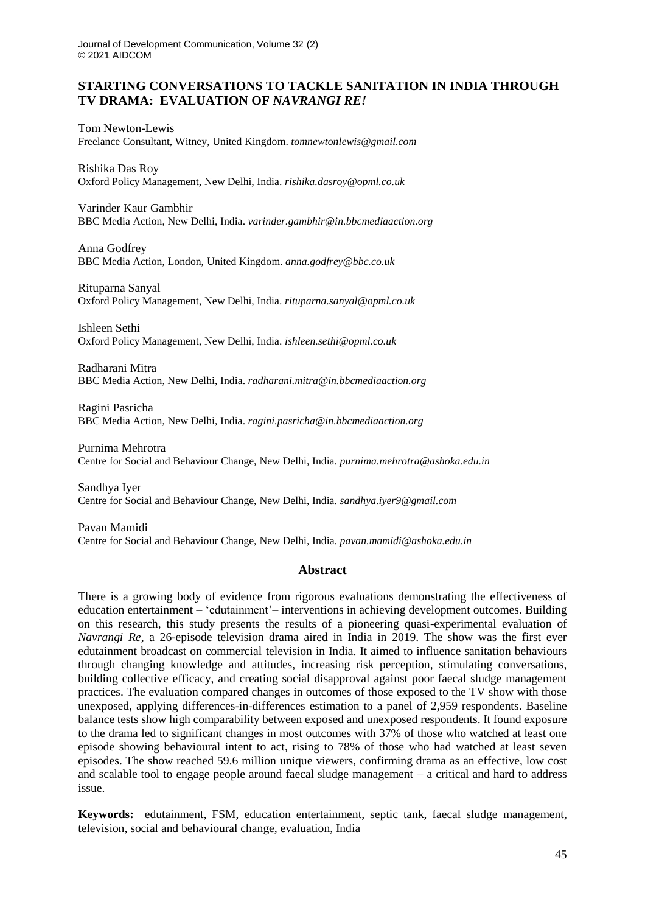# STARTING CONVERSATIONS TO TACKLE SANITATION IN INDIA THROUGH TV DRAMA: EVALUATION OF *NAVRANGI RE!*

Tom Newton-Lewis
Freelance Consultant, Witney, United Kingdom. *tomnewtonlewis@gmail.com*

Rishika Das Roy
Oxford Policy Management, New Delhi, India. *rishika.dasroy@opml.co.uk*

Varinder Kaur Gambhir
BBC Media Action, New Delhi, India. *varinder.gambhir@in.bbcmediaaction.org*

Anna Godfrey
BBC Media Action, London, United Kingdom. *anna.godfrey@bbc.co.uk*

Rituparna Sanyal
Oxford Policy Management, New Delhi, India. *rituparna.sanyal@opml.co.uk*

Ishleen Sethi
Oxford Policy Management, New Delhi, India. *ishleen.sethi@opml.co.uk*

Radharani Mitra
BBC Media Action, New Delhi, India. *radharani.mitra@in.bbcmediaaction.org*

Ragini Pasricha
BBC Media Action, New Delhi, India. *ragini.pasricha@in.bbcmediaaction.org*

Purnima Mehrotra
Centre for Social and Behaviour Change, New Delhi, India. *purnima.mehrotra@ashoka.edu.in*

Sandhya Iyer
Centre for Social and Behaviour Change, New Delhi, India. *sandhya.iyer9@gmail.com*

Pavan Mamidi
Centre for Social and Behaviour Change, New Delhi, India. *pavan.mamidi@ashoka.edu.in*

## Abstract

There is a growing body of evidence from rigorous evaluations demonstrating the effectiveness of education entertainment – 'edutainment'– interventions in achieving development outcomes. Building on this research, this study presents the results of a pioneering quasi-experimental evaluation of *Navrangi Re*, a 26-episode television drama aired in India in 2019. The show was the first ever edutainment broadcast on commercial television in India. It aimed to influence sanitation behaviours through changing knowledge and attitudes, increasing risk perception, stimulating conversations, building collective efficacy, and creating social disapproval against poor faecal sludge management practices. The evaluation compared changes in outcomes of those exposed to the TV show with those unexposed, applying differences-in-differences estimation to a panel of 2,959 respondents. Baseline balance tests show high comparability between exposed and unexposed respondents. It found exposure to the drama led to significant changes in most outcomes with 37% of those who watched at least one episode showing behavioural intent to act, rising to 78% of those who had watched at least seven episodes. The show reached 59.6 million unique viewers, confirming drama as an effective, low cost and scalable tool to engage people around faecal sludge management – a critical and hard to address issue.

**Keywords:** edutainment, FSM, education entertainment, septic tank, faecal sludge management, television, social and behavioural change, evaluation, India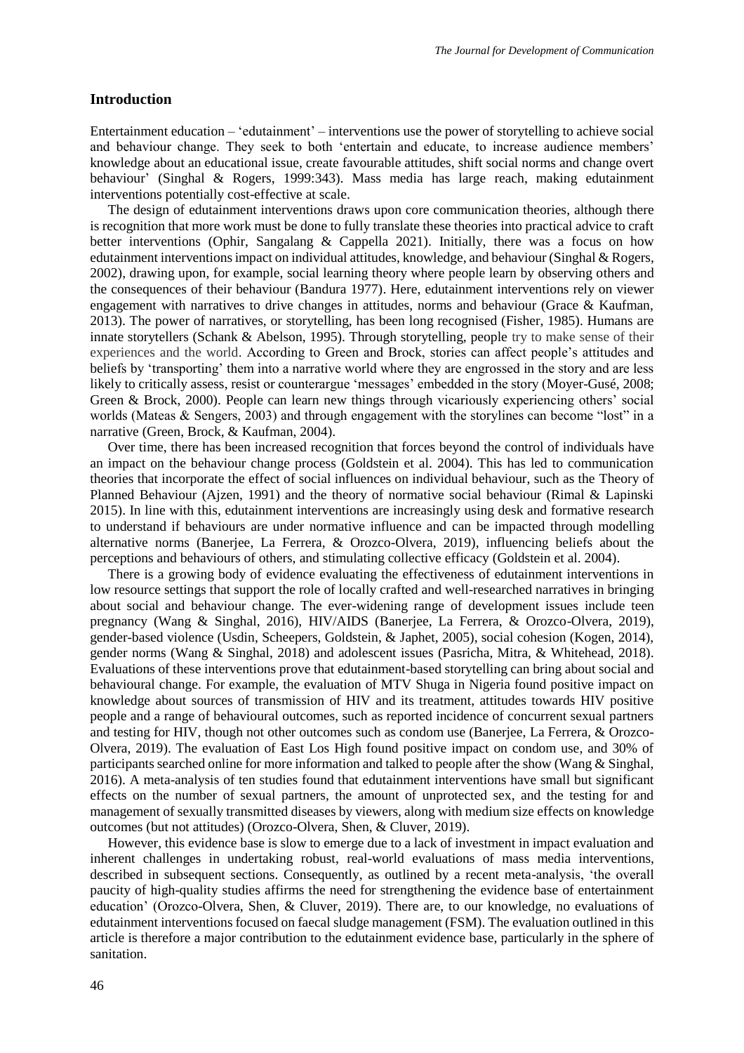## Introduction

Entertainment education – 'edutainment' – interventions use the power of storytelling to achieve social and behaviour change. They seek to both 'entertain and educate, to increase audience members' knowledge about an educational issue, create favourable attitudes, shift social norms and change overt behaviour' (Singhal & Rogers, 1999:343). Mass media has large reach, making edutainment interventions potentially cost-effective at scale.

The design of edutainment interventions draws upon core communication theories, although there is recognition that more work must be done to fully translate these theories into practical advice to craft better interventions (Ophir, Sangalang & Cappella 2021). Initially, there was a focus on how edutainment interventions impact on individual attitudes, knowledge, and behaviour (Singhal & Rogers, 2002), drawing upon, for example, social learning theory where people learn by observing others and the consequences of their behaviour (Bandura 1977). Here, edutainment interventions rely on viewer engagement with narratives to drive changes in attitudes, norms and behaviour (Grace & Kaufman, 2013). The power of narratives, or storytelling, has been long recognised (Fisher, 1985). Humans are innate storytellers (Schank & Abelson, 1995). Through storytelling, people try to make sense of their experiences and the world. According to Green and Brock, stories can affect people's attitudes and beliefs by 'transporting' them into a narrative world where they are engrossed in the story and are less likely to critically assess, resist or counterargue 'messages' embedded in the story (Moyer-Gusé, 2008; Green & Brock, 2000). People can learn new things through vicariously experiencing others' social worlds (Mateas & Sengers, 2003) and through engagement with the storylines can become "lost" in a narrative (Green, Brock, & Kaufman, 2004).

Over time, there has been increased recognition that forces beyond the control of individuals have an impact on the behaviour change process (Goldstein et al. 2004). This has led to communication theories that incorporate the effect of social influences on individual behaviour, such as the Theory of Planned Behaviour (Ajzen, 1991) and the theory of normative social behaviour (Rimal & Lapinski 2015). In line with this, edutainment interventions are increasingly using desk and formative research to understand if behaviours are under normative influence and can be impacted through modelling alternative norms (Banerjee, La Ferrera, & Orozco-Olvera, 2019), influencing beliefs about the perceptions and behaviours of others, and stimulating collective efficacy (Goldstein et al. 2004).

There is a growing body of evidence evaluating the effectiveness of edutainment interventions in low resource settings that support the role of locally crafted and well-researched narratives in bringing about social and behaviour change. The ever-widening range of development issues include teen pregnancy (Wang & Singhal, 2016), HIV/AIDS (Banerjee, La Ferrera, & Orozco-Olvera, 2019), gender-based violence (Usdin, Scheepers, Goldstein, & Japhet, 2005), social cohesion (Kogen, 2014), gender norms (Wang & Singhal, 2018) and adolescent issues (Pasricha, Mitra, & Whitehead, 2018). Evaluations of these interventions prove that edutainment-based storytelling can bring about social and behavioural change. For example, the evaluation of MTV Shuga in Nigeria found positive impact on knowledge about sources of transmission of HIV and its treatment, attitudes towards HIV positive people and a range of behavioural outcomes, such as reported incidence of concurrent sexual partners and testing for HIV, though not other outcomes such as condom use (Banerjee, La Ferrera, & Orozco-Olvera, 2019). The evaluation of East Los High found positive impact on condom use, and 30% of participants searched online for more information and talked to people after the show (Wang & Singhal, 2016). A meta-analysis of ten studies found that edutainment interventions have small but significant effects on the number of sexual partners, the amount of unprotected sex, and the testing for and management of sexually transmitted diseases by viewers, along with medium size effects on knowledge outcomes (but not attitudes) (Orozco-Olvera, Shen, & Cluver, 2019).

However, this evidence base is slow to emerge due to a lack of investment in impact evaluation and inherent challenges in undertaking robust, real-world evaluations of mass media interventions, described in subsequent sections. Consequently, as outlined by a recent meta-analysis, 'the overall paucity of high-quality studies affirms the need for strengthening the evidence base of entertainment education' (Orozco-Olvera, Shen, & Cluver, 2019). There are, to our knowledge, no evaluations of edutainment interventions focused on faecal sludge management (FSM). The evaluation outlined in this article is therefore a major contribution to the edutainment evidence base, particularly in the sphere of sanitation.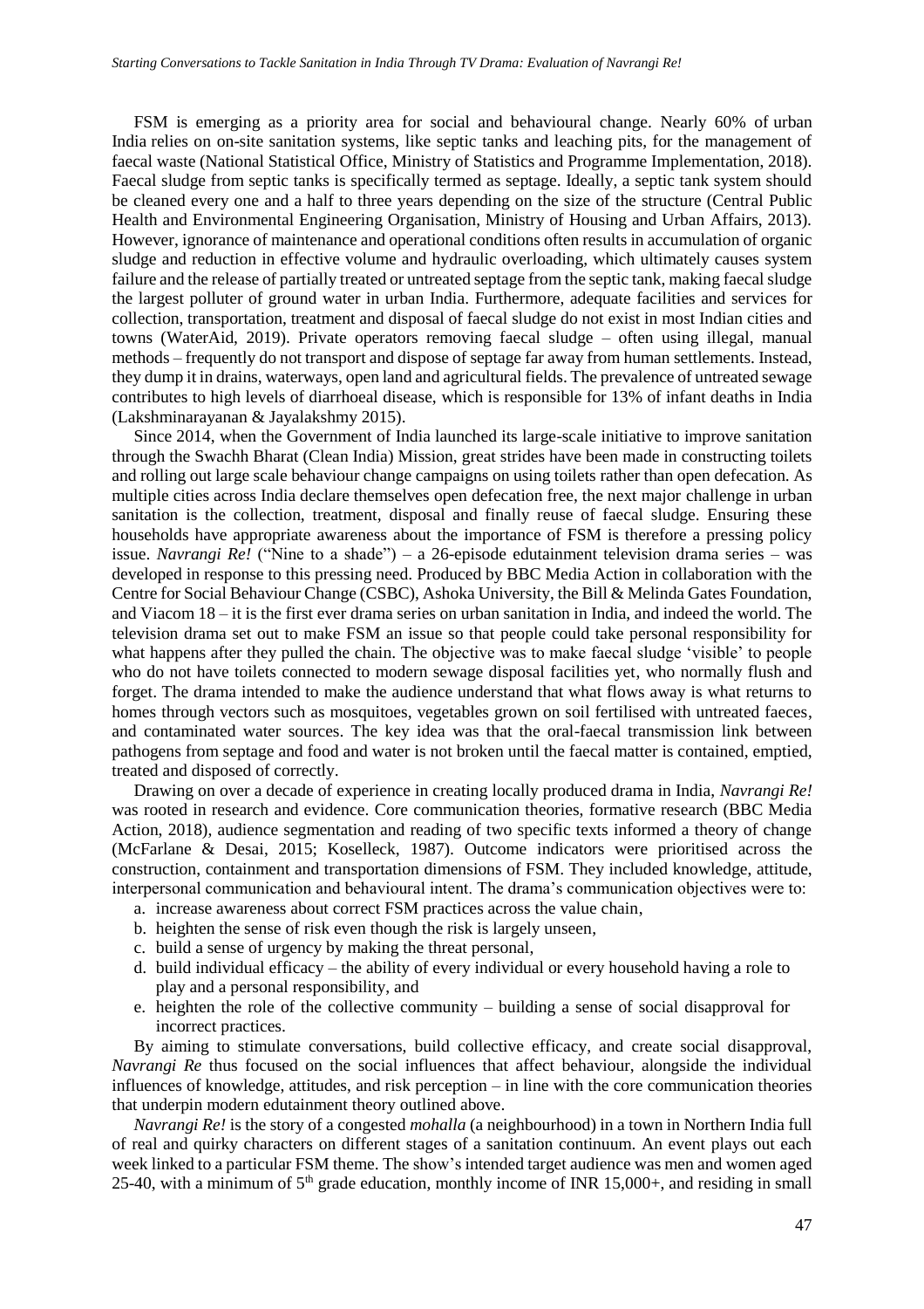FSM is emerging as a priority area for social and behavioural change. Nearly 60% of urban India relies on on-site sanitation systems, like septic tanks and leaching pits, for the management of faecal waste (National Statistical Office, Ministry of Statistics and Programme Implementation, 2018). Faecal sludge from septic tanks is specifically termed as septage. Ideally, a septic tank system should be cleaned every one and a half to three years depending on the size of the structure (Central Public Health and Environmental Engineering Organisation, Ministry of Housing and Urban Affairs, 2013). However, ignorance of maintenance and operational conditions often results in accumulation of organic sludge and reduction in effective volume and hydraulic overloading, which ultimately causes system failure and the release of partially treated or untreated septage from the septic tank, making faecal sludge the largest polluter of ground water in urban India. Furthermore, adequate facilities and services for collection, transportation, treatment and disposal of faecal sludge do not exist in most Indian cities and towns (WaterAid, 2019). Private operators removing faecal sludge – often using illegal, manual methods – frequently do not transport and dispose of septage far away from human settlements. Instead, they dump it in drains, waterways, open land and agricultural fields. The prevalence of untreated sewage contributes to high levels of diarrhoeal disease, which is responsible for 13% of infant deaths in India (Lakshminarayanan & Jayalakshmy 2015).

Since 2014, when the Government of India launched its large-scale initiative to improve sanitation through the Swachh Bharat (Clean India) Mission, great strides have been made in constructing toilets and rolling out large scale behaviour change campaigns on using toilets rather than open defecation. As multiple cities across India declare themselves open defecation free, the next major challenge in urban sanitation is the collection, treatment, disposal and finally reuse of faecal sludge. Ensuring these households have appropriate awareness about the importance of FSM is therefore a pressing policy issue. *Navrangi Re!* ("Nine to a shade") – a 26-episode edutainment television drama series – was developed in response to this pressing need. Produced by BBC Media Action in collaboration with the Centre for Social Behaviour Change (CSBC), Ashoka University, the Bill & Melinda Gates Foundation, and Viacom 18 – it is the first ever drama series on urban sanitation in India, and indeed the world. The television drama set out to make FSM an issue so that people could take personal responsibility for what happens after they pulled the chain. The objective was to make faecal sludge 'visible' to people who do not have toilets connected to modern sewage disposal facilities yet, who normally flush and forget. The drama intended to make the audience understand that what flows away is what returns to homes through vectors such as mosquitoes, vegetables grown on soil fertilised with untreated faeces, and contaminated water sources. The key idea was that the oral-faecal transmission link between pathogens from septage and food and water is not broken until the faecal matter is contained, emptied, treated and disposed of correctly.

Drawing on over a decade of experience in creating locally produced drama in India, *Navrangi Re!* was rooted in research and evidence. Core communication theories, formative research (BBC Media Action, 2018), audience segmentation and reading of two specific texts informed a theory of change (McFarlane & Desai, 2015; Koselleck, 1987). Outcome indicators were prioritised across the construction, containment and transportation dimensions of FSM. They included knowledge, attitude, interpersonal communication and behavioural intent. The drama's communication objectives were to:

a. increase awareness about correct FSM practices across the value chain,
b. heighten the sense of risk even though the risk is largely unseen,
c. build a sense of urgency by making the threat personal,
d. build individual efficacy – the ability of every individual or every household having a role to play and a personal responsibility, and
e. heighten the role of the collective community – building a sense of social disapproval for incorrect practices.

By aiming to stimulate conversations, build collective efficacy, and create social disapproval, *Navrangi Re* thus focused on the social influences that affect behaviour, alongside the individual influences of knowledge, attitudes, and risk perception – in line with the core communication theories that underpin modern edutainment theory outlined above.

*Navrangi Re!* is the story of a congested *mohalla* (a neighbourhood) in a town in Northern India full of real and quirky characters on different stages of a sanitation continuum. An event plays out each week linked to a particular FSM theme. The show's intended target audience was men and women aged 25-40, with a minimum of 5th grade education, monthly income of INR 15,000+, and residing in small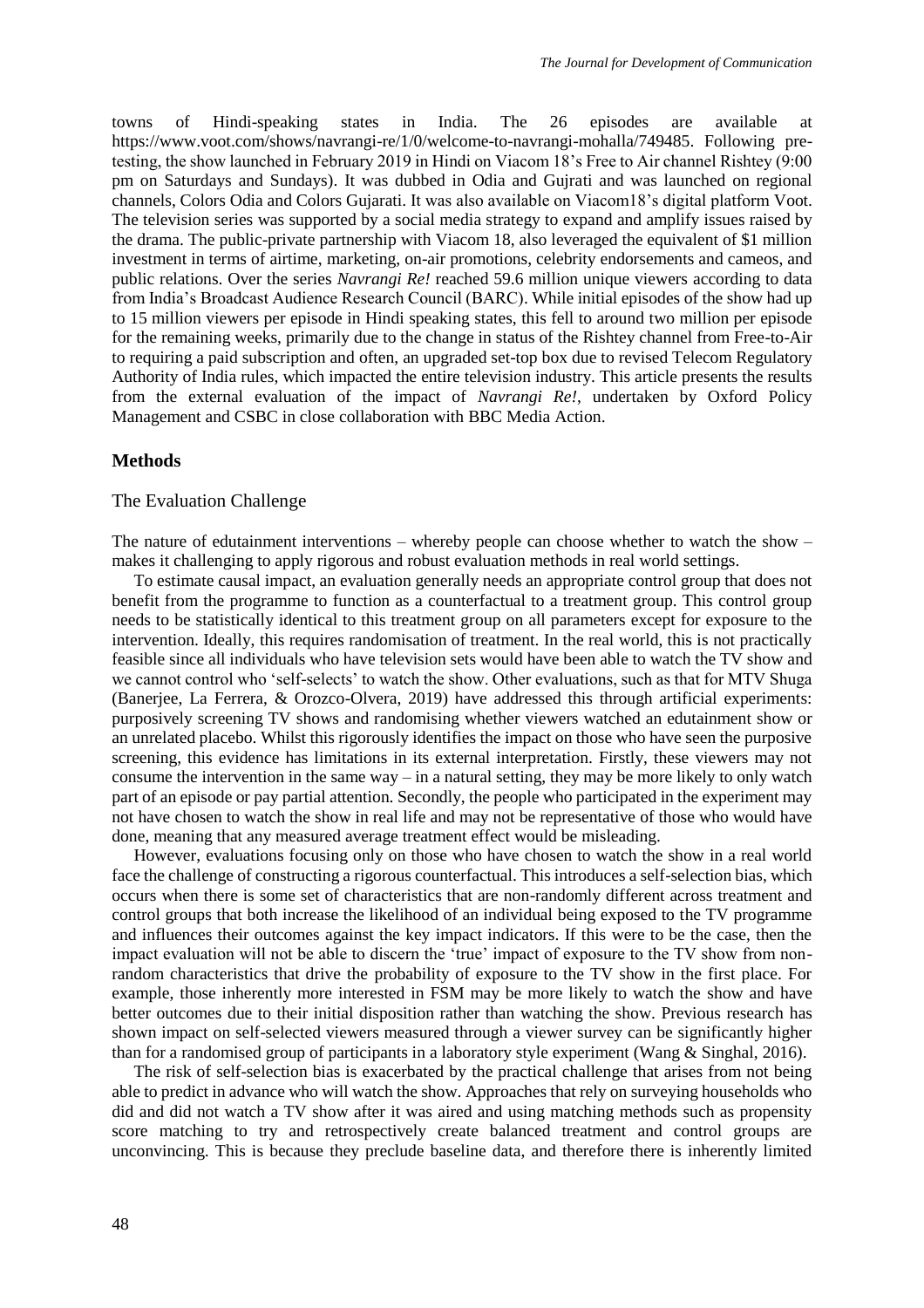towns of Hindi-speaking states in India. The 26 episodes are available at https://www.voot.com/shows/navrangi-re/1/0/welcome-to-navrangi-mohalla/749485. Following pre-testing, the show launched in February 2019 in Hindi on Viacom 18's Free to Air channel Rishtey (9:00 pm on Saturdays and Sundays). It was dubbed in Odia and Gujrati and was launched on regional channels, Colors Odia and Colors Gujarati. It was also available on Viacom18's digital platform Voot. The television series was supported by a social media strategy to expand and amplify issues raised by the drama. The public-private partnership with Viacom 18, also leveraged the equivalent of $1 million investment in terms of airtime, marketing, on-air promotions, celebrity endorsements and cameos, and public relations. Over the series *Navrangi Re!* reached 59.6 million unique viewers according to data from India's Broadcast Audience Research Council (BARC). While initial episodes of the show had up to 15 million viewers per episode in Hindi speaking states, this fell to around two million per episode for the remaining weeks, primarily due to the change in status of the Rishtey channel from Free-to-Air to requiring a paid subscription and often, an upgraded set-top box due to revised Telecom Regulatory Authority of India rules, which impacted the entire television industry. This article presents the results from the external evaluation of the impact of *Navrangi Re!*, undertaken by Oxford Policy Management and CSBC in close collaboration with BBC Media Action.

## Methods

### The Evaluation Challenge

The nature of edutainment interventions – whereby people can choose whether to watch the show – makes it challenging to apply rigorous and robust evaluation methods in real world settings.

To estimate causal impact, an evaluation generally needs an appropriate control group that does not benefit from the programme to function as a counterfactual to a treatment group. This control group needs to be statistically identical to this treatment group on all parameters except for exposure to the intervention. Ideally, this requires randomisation of treatment. In the real world, this is not practically feasible since all individuals who have television sets would have been able to watch the TV show and we cannot control who 'self-selects' to watch the show. Other evaluations, such as that for MTV Shuga (Banerjee, La Ferrera, & Orozco-Olvera, 2019) have addressed this through artificial experiments: purposively screening TV shows and randomising whether viewers watched an edutainment show or an unrelated placebo. Whilst this rigorously identifies the impact on those who have seen the purposive screening, this evidence has limitations in its external interpretation. Firstly, these viewers may not consume the intervention in the same way – in a natural setting, they may be more likely to only watch part of an episode or pay partial attention. Secondly, the people who participated in the experiment may not have chosen to watch the show in real life and may not be representative of those who would have done, meaning that any measured average treatment effect would be misleading.

However, evaluations focusing only on those who have chosen to watch the show in a real world face the challenge of constructing a rigorous counterfactual. This introduces a self-selection bias, which occurs when there is some set of characteristics that are non-randomly different across treatment and control groups that both increase the likelihood of an individual being exposed to the TV programme and influences their outcomes against the key impact indicators. If this were to be the case, then the impact evaluation will not be able to discern the 'true' impact of exposure to the TV show from non-random characteristics that drive the probability of exposure to the TV show in the first place. For example, those inherently more interested in FSM may be more likely to watch the show and have better outcomes due to their initial disposition rather than watching the show. Previous research has shown impact on self-selected viewers measured through a viewer survey can be significantly higher than for a randomised group of participants in a laboratory style experiment (Wang & Singhal, 2016).

The risk of self-selection bias is exacerbated by the practical challenge that arises from not being able to predict in advance who will watch the show. Approaches that rely on surveying households who did and did not watch a TV show after it was aired and using matching methods such as propensity score matching to try and retrospectively create balanced treatment and control groups are unconvincing. This is because they preclude baseline data, and therefore there is inherently limited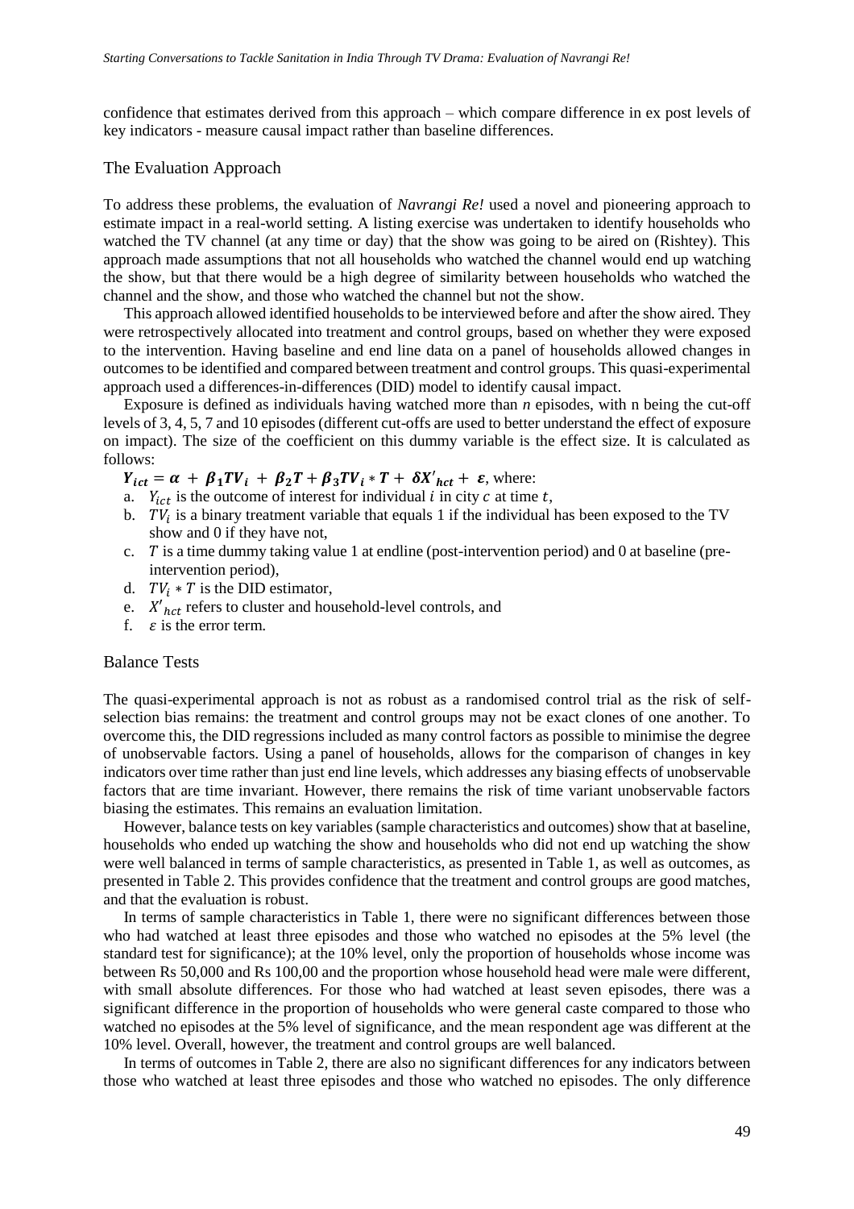confidence that estimates derived from this approach – which compare difference in ex post levels of key indicators - measure causal impact rather than baseline differences.

## The Evaluation Approach

To address these problems, the evaluation of *Navrangi Re!* used a novel and pioneering approach to estimate impact in a real-world setting. A listing exercise was undertaken to identify households who watched the TV channel (at any time or day) that the show was going to be aired on (Rishtey). This approach made assumptions that not all households who watched the channel would end up watching the show, but that there would be a high degree of similarity between households who watched the channel and the show, and those who watched the channel but not the show.

This approach allowed identified households to be interviewed before and after the show aired. They were retrospectively allocated into treatment and control groups, based on whether they were exposed to the intervention. Having baseline and end line data on a panel of households allowed changes in outcomes to be identified and compared between treatment and control groups. This quasi-experimental approach used a differences-in-differences (DID) model to identify causal impact.

Exposure is defined as individuals having watched more than *n* episodes, with n being the cut-off levels of 3, 4, 5, 7 and 10 episodes (different cut-offs are used to better understand the effect of exposure on impact). The size of the coefficient on this dummy variable is the effect size. It is calculated as follows:

$\boldsymbol{Y_{ict} = \alpha + \beta_1 TV_i + \beta_2 T + \beta_3 TV_i * T + \delta X'_{hct} + \varepsilon}$, where:

a. $Y_{ict}$ is the outcome of interest for individual $i$ in city $c$ at time $t$,
b. $TV_i$ is a binary treatment variable that equals 1 if the individual has been exposed to the TV show and 0 if they have not,
c. $T$ is a time dummy taking value 1 at endline (post-intervention period) and 0 at baseline (pre-intervention period),
d. $TV_i * T$ is the DID estimator,
e. $X'_{hct}$ refers to cluster and household-level controls, and
f. $\varepsilon$ is the error term.

## Balance Tests

The quasi-experimental approach is not as robust as a randomised control trial as the risk of self-selection bias remains: the treatment and control groups may not be exact clones of one another. To overcome this, the DID regressions included as many control factors as possible to minimise the degree of unobservable factors. Using a panel of households, allows for the comparison of changes in key indicators over time rather than just end line levels, which addresses any biasing effects of unobservable factors that are time invariant. However, there remains the risk of time variant unobservable factors biasing the estimates. This remains an evaluation limitation.

However, balance tests on key variables (sample characteristics and outcomes) show that at baseline, households who ended up watching the show and households who did not end up watching the show were well balanced in terms of sample characteristics, as presented in Table 1, as well as outcomes, as presented in Table 2. This provides confidence that the treatment and control groups are good matches, and that the evaluation is robust.

In terms of sample characteristics in Table 1, there were no significant differences between those who had watched at least three episodes and those who watched no episodes at the 5% level (the standard test for significance); at the 10% level, only the proportion of households whose income was between Rs 50,000 and Rs 100,00 and the proportion whose household head were male were different, with small absolute differences. For those who had watched at least seven episodes, there was a significant difference in the proportion of households who were general caste compared to those who watched no episodes at the 5% level of significance, and the mean respondent age was different at the 10% level. Overall, however, the treatment and control groups are well balanced.

In terms of outcomes in Table 2, there are also no significant differences for any indicators between those who watched at least three episodes and those who watched no episodes. The only difference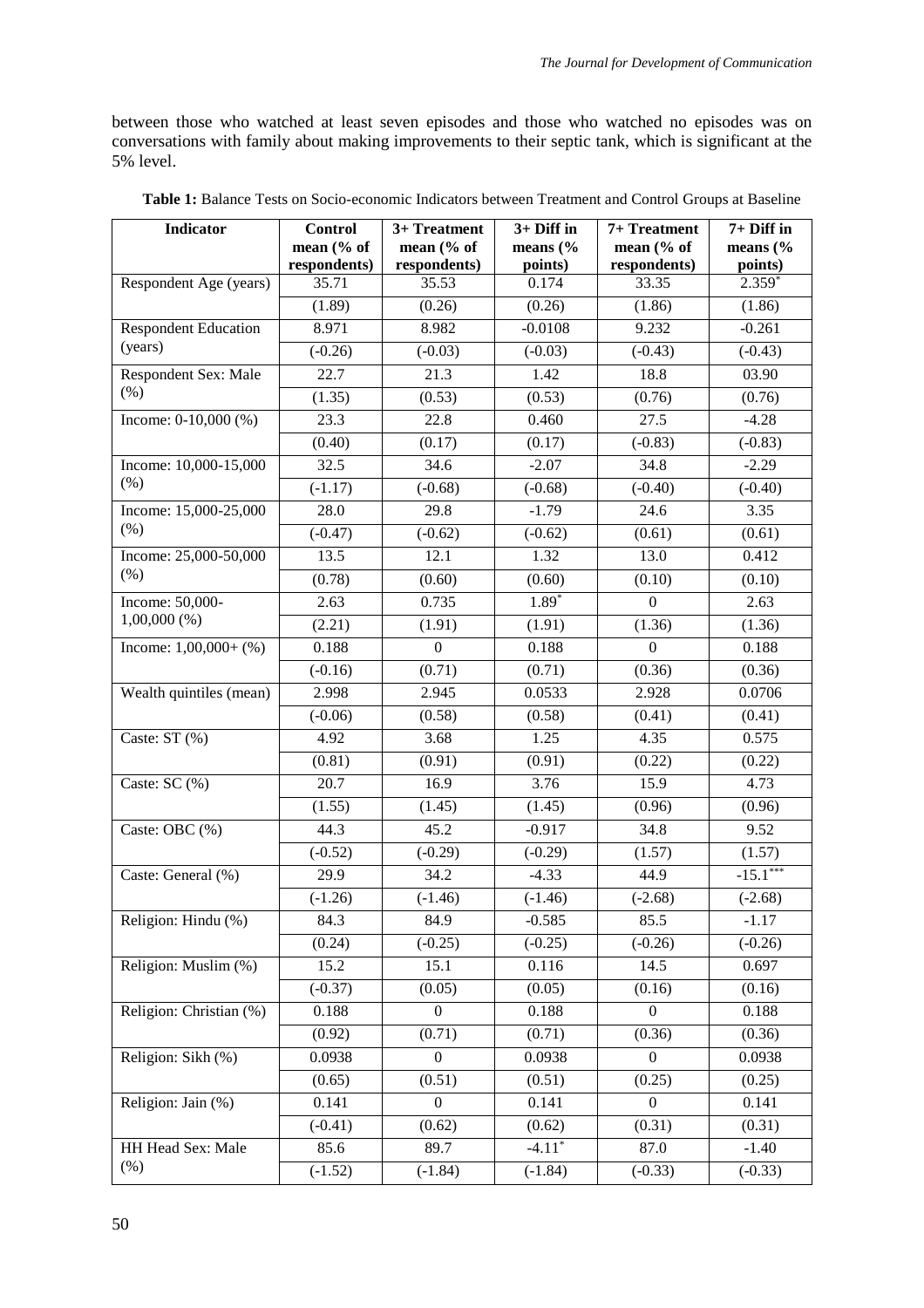between those who watched at least seven episodes and those who watched no episodes was on conversations with family about making improvements to their septic tank, which is significant at the 5% level.

**Table 1:** Balance Tests on Socio-economic Indicators between Treatment and Control Groups at Baseline

| Indicator | Control mean (% of respondents) | 3+ Treatment mean (% of respondents) | 3+ Diff in means (% points) | 7+ Treatment mean (% of respondents) | 7+ Diff in means (% points) |
|---|---|---|---|---|---|
| Respondent Age (years) | 35.71 | 35.53 | 0.174 | 33.35 | 2.359* |
| | (1.89) | (0.26) | (0.26) | (1.86) | (1.86) |
| Respondent Education (years) | 8.971 | 8.982 | -0.0108 | 9.232 | -0.261 |
| | (-0.26) | (-0.03) | (-0.03) | (-0.43) | (-0.43) |
| Respondent Sex: Male (%) | 22.7 | 21.3 | 1.42 | 18.8 | 03.90 |
| | (1.35) | (0.53) | (0.53) | (0.76) | (0.76) |
| Income: 0-10,000 (%) | 23.3 | 22.8 | 0.460 | 27.5 | -4.28 |
| | (0.40) | (0.17) | (0.17) | (-0.83) | (-0.83) |
| Income: 10,000-15,000 (%) | 32.5 | 34.6 | -2.07 | 34.8 | -2.29 |
| | (-1.17) | (-0.68) | (-0.68) | (-0.40) | (-0.40) |
| Income: 15,000-25,000 (%) | 28.0 | 29.8 | -1.79 | 24.6 | 3.35 |
| | (-0.47) | (-0.62) | (-0.62) | (0.61) | (0.61) |
| Income: 25,000-50,000 (%) | 13.5 | 12.1 | 1.32 | 13.0 | 0.412 |
| | (0.78) | (0.60) | (0.60) | (0.10) | (0.10) |
| Income: 50,000-1,00,000 (%) | 2.63 | 0.735 | 1.89* | 0 | 2.63 |
| | (2.21) | (1.91) | (1.91) | (1.36) | (1.36) |
| Income: 1,00,000+ (%) | 0.188 | 0 | 0.188 | 0 | 0.188 |
| | (-0.16) | (0.71) | (0.71) | (0.36) | (0.36) |
| Wealth quintiles (mean) | 2.998 | 2.945 | 0.0533 | 2.928 | 0.0706 |
| | (-0.06) | (0.58) | (0.58) | (0.41) | (0.41) |
| Caste: ST (%) | 4.92 | 3.68 | 1.25 | 4.35 | 0.575 |
| | (0.81) | (0.91) | (0.91) | (0.22) | (0.22) |
| Caste: SC (%) | 20.7 | 16.9 | 3.76 | 15.9 | 4.73 |
| | (1.55) | (1.45) | (1.45) | (0.96) | (0.96) |
| Caste: OBC (%) | 44.3 | 45.2 | -0.917 | 34.8 | 9.52 |
| | (-0.52) | (-0.29) | (-0.29) | (1.57) | (1.57) |
| Caste: General (%) | 29.9 | 34.2 | -4.33 | 44.9 | -15.1*** |
| | (-1.26) | (-1.46) | (-1.46) | (-2.68) | (-2.68) |
| Religion: Hindu (%) | 84.3 | 84.9 | -0.585 | 85.5 | -1.17 |
| | (0.24) | (-0.25) | (-0.25) | (-0.26) | (-0.26) |
| Religion: Muslim (%) | 15.2 | 15.1 | 0.116 | 14.5 | 0.697 |
| | (-0.37) | (0.05) | (0.05) | (0.16) | (0.16) |
| Religion: Christian (%) | 0.188 | 0 | 0.188 | 0 | 0.188 |
| | (0.92) | (0.71) | (0.71) | (0.36) | (0.36) |
| Religion: Sikh (%) | 0.0938 | 0 | 0.0938 | 0 | 0.0938 |
| | (0.65) | (0.51) | (0.51) | (0.25) | (0.25) |
| Religion: Jain (%) | 0.141 | 0 | 0.141 | 0 | 0.141 |
| | (-0.41) | (0.62) | (0.62) | (0.31) | (0.31) |
| HH Head Sex: Male (%) | 85.6 | 89.7 | -4.11* | 87.0 | -1.40 |
| | (-1.52) | (-1.84) | (-1.84) | (-0.33) | (-0.33) |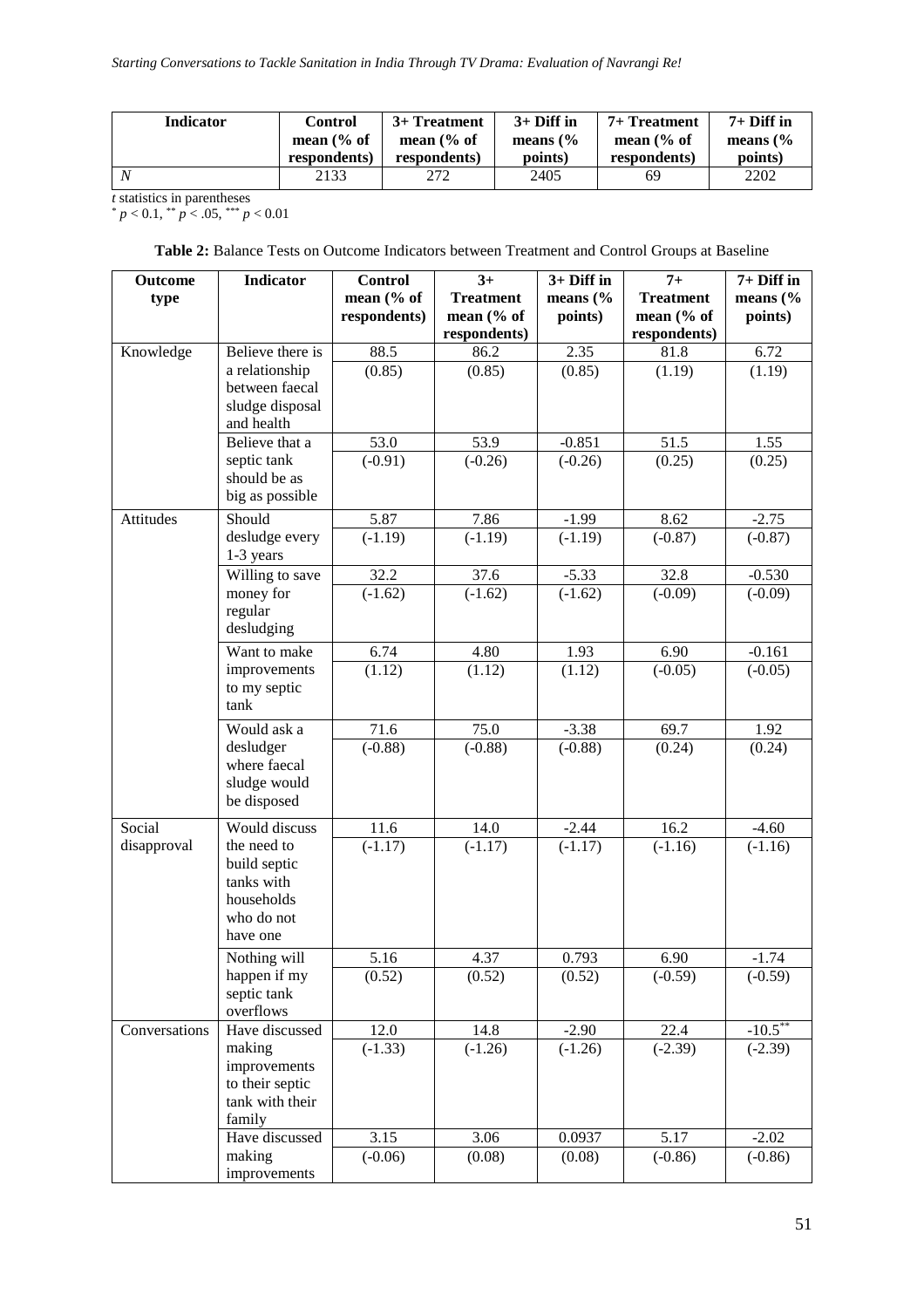| Indicator | Control mean (% of respondents) | 3+ Treatment mean (% of respondents) | 3+ Diff in means (% points) | 7+ Treatment mean (% of respondents) | 7+ Diff in means (% points) |
|---|---|---|---|---|---|
| *N* | 2133 | 272 | 2405 | 69 | 2202 |

*t* statistics in parentheses
$^{*}$ $p < 0.1$, $^{**}$ $p < .05$, $^{***}$ $p < 0.01$

**Table 2:** Balance Tests on Outcome Indicators between Treatment and Control Groups at Baseline

| Outcome type | Indicator | Control mean (% of respondents) | 3+ Treatment mean (% of respondents) | 3+ Diff in means (% points) | 7+ Treatment mean (% of respondents) | 7+ Diff in means (% points) |
|---|---|---|---|---|---|---|
| Knowledge | Believe there is a relationship between faecal sludge disposal and health | 88.5 | 86.2 | 2.35 | 81.8 | 6.72 |
| | | (0.85) | (0.85) | (0.85) | (1.19) | (1.19) |
| | Believe that a septic tank should be as big as possible | 53.0 | 53.9 | -0.851 | 51.5 | 1.55 |
| | | (-0.91) | (-0.26) | (-0.26) | (0.25) | (0.25) |
| Attitudes | Should desludge every 1-3 years | 5.87 | 7.86 | -1.99 | 8.62 | -2.75 |
| | | (-1.19) | (-1.19) | (-1.19) | (-0.87) | (-0.87) |
| | Willing to save money for regular desludging | 32.2 | 37.6 | -5.33 | 32.8 | -0.530 |
| | | (-1.62) | (-1.62) | (-1.62) | (-0.09) | (-0.09) |
| | Want to make improvements to my septic tank | 6.74 | 4.80 | 1.93 | 6.90 | -0.161 |
| | | (1.12) | (1.12) | (1.12) | (-0.05) | (-0.05) |
| | Would ask a desludger where faecal sludge would be disposed | 71.6 | 75.0 | -3.38 | 69.7 | 1.92 |
| | | (-0.88) | (-0.88) | (-0.88) | (0.24) | (0.24) |
| Social disapproval | Would discuss the need to build septic tanks with households who do not have one | 11.6 | 14.0 | -2.44 | 16.2 | -4.60 |
| | | (-1.17) | (-1.17) | (-1.17) | (-1.16) | (-1.16) |
| | Nothing will happen if my septic tank overflows | 5.16 | 4.37 | 0.793 | 6.90 | -1.74 |
| | | (0.52) | (0.52) | (0.52) | (-0.59) | (-0.59) |
| Conversations | Have discussed making improvements to their septic tank with their family | 12.0 | 14.8 | -2.90 | 22.4 | $-10.5^{**}$ |
| | | (-1.33) | (-1.26) | (-1.26) | (-2.39) | (-2.39) |
| | Have discussed making improvements | 3.15 | 3.06 | 0.0937 | 5.17 | -2.02 |
| | | (-0.06) | (0.08) | (0.08) | (-0.86) | (-0.86) |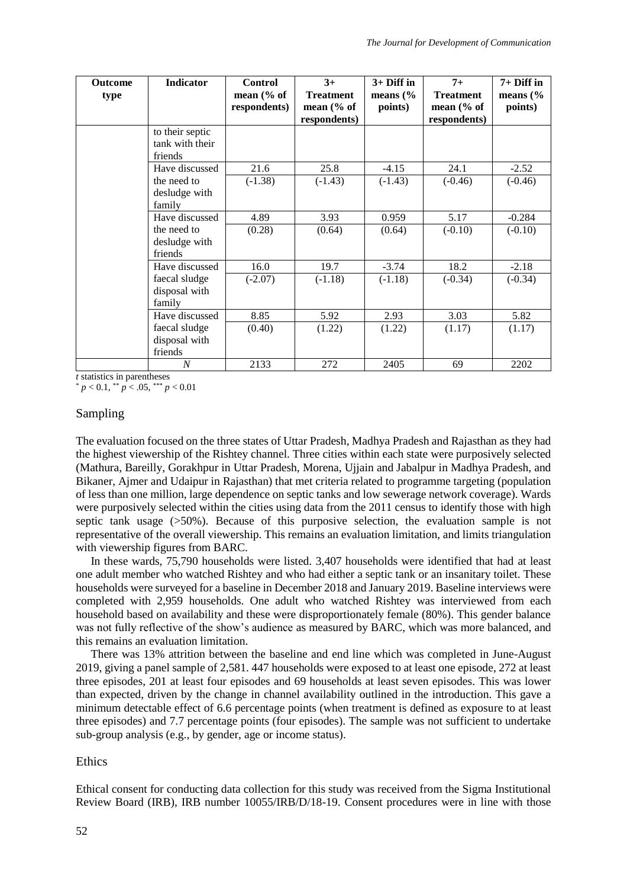| Outcome type | Indicator | Control mean (% of respondents) | 3+ Treatment mean (% of respondents) | 3+ Diff in means (% points) | 7+ Treatment mean (% of respondents) | 7+ Diff in means (% points) |
|---|---|---|---|---|---|---|
| | to their septic tank with their friends | | | | | |
| | Have discussed the need to desludge with family | 21.6<br>(-1.38) | 25.8<br>(-1.43) | -4.15<br>(-1.43) | 24.1<br>(-0.46) | -2.52<br>(-0.46) |
| | Have discussed the need to desludge with friends | 4.89<br>(0.28) | 3.93<br>(0.64) | 0.959<br>(0.64) | 5.17<br>(-0.10) | -0.284<br>(-0.10) |
| | Have discussed faecal sludge disposal with family | 16.0<br>(-2.07) | 19.7<br>(-1.18) | -3.74<br>(-1.18) | 18.2<br>(-0.34) | -2.18<br>(-0.34) |
| | Have discussed faecal sludge disposal with friends | 8.85<br>(0.40) | 5.92<br>(1.22) | 2.93<br>(1.22) | 3.03<br>(1.17) | 5.82<br>(1.17) |
| | *N* | 2133 | 272 | 2405 | 69 | 2202 |

*t* statistics in parentheses
$^{*}$ $p < 0.1$, $^{**}$ $p < .05$, $^{***}$ $p < 0.01$

## Sampling

The evaluation focused on the three states of Uttar Pradesh, Madhya Pradesh and Rajasthan as they had the highest viewership of the Rishtey channel. Three cities within each state were purposively selected (Mathura, Bareilly, Gorakhpur in Uttar Pradesh, Morena, Ujjain and Jabalpur in Madhya Pradesh, and Bikaner, Ajmer and Udaipur in Rajasthan) that met criteria related to programme targeting (population of less than one million, large dependence on septic tanks and low sewerage network coverage). Wards were purposively selected within the cities using data from the 2011 census to identify those with high septic tank usage (>50%). Because of this purposive selection, the evaluation sample is not representative of the overall viewership. This remains an evaluation limitation, and limits triangulation with viewership figures from BARC.

In these wards, 75,790 households were listed. 3,407 households were identified that had at least one adult member who watched Rishtey and who had either a septic tank or an insanitary toilet. These households were surveyed for a baseline in December 2018 and January 2019. Baseline interviews were completed with 2,959 households. One adult who watched Rishtey was interviewed from each household based on availability and these were disproportionately female (80%). This gender balance was not fully reflective of the show's audience as measured by BARC, which was more balanced, and this remains an evaluation limitation.

There was 13% attrition between the baseline and end line which was completed in June-August 2019, giving a panel sample of 2,581. 447 households were exposed to at least one episode, 272 at least three episodes, 201 at least four episodes and 69 households at least seven episodes. This was lower than expected, driven by the change in channel availability outlined in the introduction. This gave a minimum detectable effect of 6.6 percentage points (when treatment is defined as exposure to at least three episodes) and 7.7 percentage points (four episodes). The sample was not sufficient to undertake sub-group analysis (e.g., by gender, age or income status).

## Ethics

Ethical consent for conducting data collection for this study was received from the Sigma Institutional Review Board (IRB), IRB number 10055/IRB/D/18-19. Consent procedures were in line with those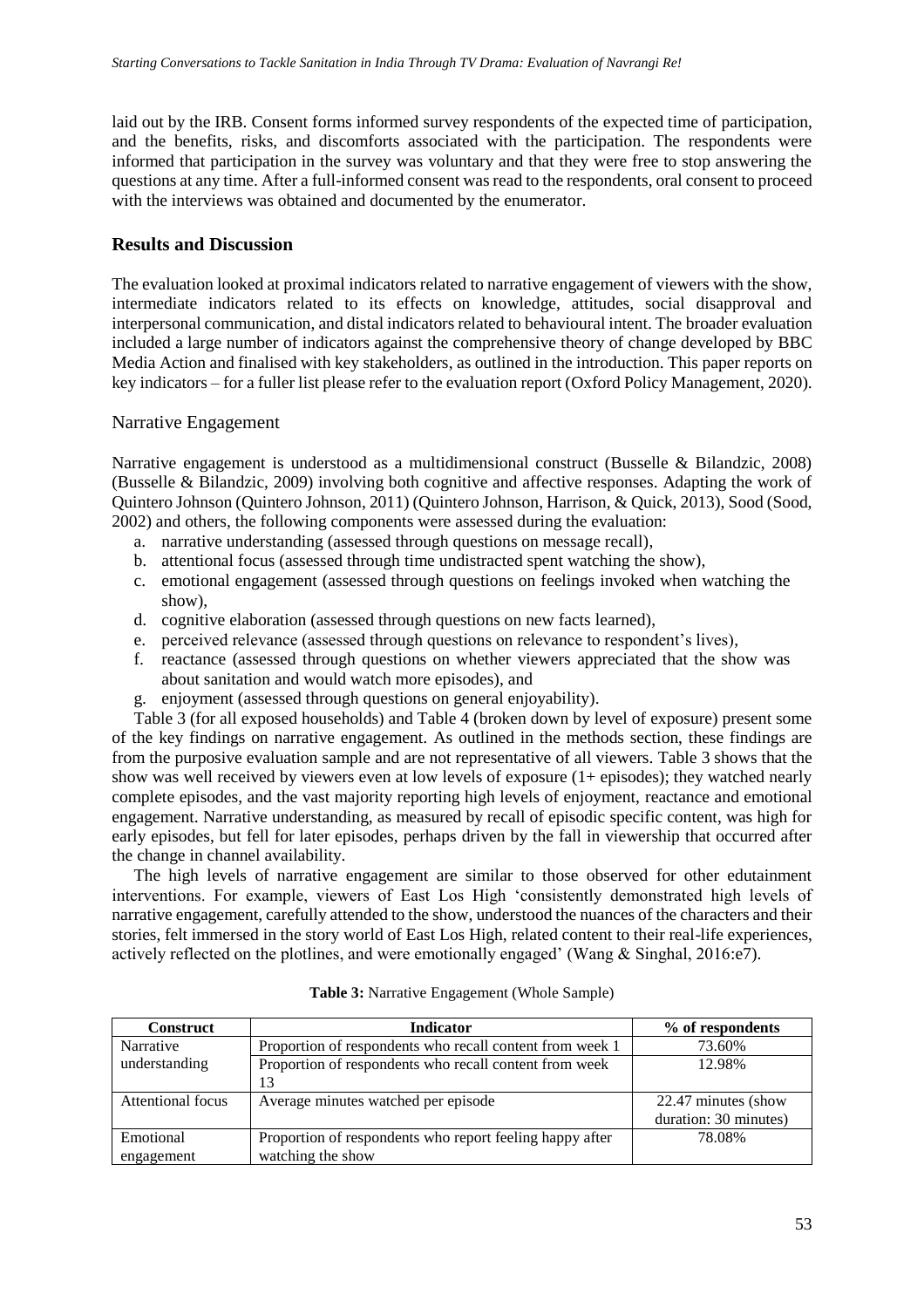laid out by the IRB. Consent forms informed survey respondents of the expected time of participation, and the benefits, risks, and discomforts associated with the participation. The respondents were informed that participation in the survey was voluntary and that they were free to stop answering the questions at any time. After a full-informed consent was read to the respondents, oral consent to proceed with the interviews was obtained and documented by the enumerator.

## Results and Discussion

The evaluation looked at proximal indicators related to narrative engagement of viewers with the show, intermediate indicators related to its effects on knowledge, attitudes, social disapproval and interpersonal communication, and distal indicators related to behavioural intent. The broader evaluation included a large number of indicators against the comprehensive theory of change developed by BBC Media Action and finalised with key stakeholders, as outlined in the introduction. This paper reports on key indicators – for a fuller list please refer to the evaluation report (Oxford Policy Management, 2020).

### Narrative Engagement

Narrative engagement is understood as a multidimensional construct (Busselle & Bilandzic, 2008) (Busselle & Bilandzic, 2009) involving both cognitive and affective responses. Adapting the work of Quintero Johnson (Quintero Johnson, 2011) (Quintero Johnson, Harrison, & Quick, 2013), Sood (Sood, 2002) and others, the following components were assessed during the evaluation:

a. narrative understanding (assessed through questions on message recall),
b. attentional focus (assessed through time undistracted spent watching the show),
c. emotional engagement (assessed through questions on feelings invoked when watching the show),
d. cognitive elaboration (assessed through questions on new facts learned),
e. perceived relevance (assessed through questions on relevance to respondent's lives),
f. reactance (assessed through questions on whether viewers appreciated that the show was about sanitation and would watch more episodes), and
g. enjoyment (assessed through questions on general enjoyability).

Table 3 (for all exposed households) and Table 4 (broken down by level of exposure) present some of the key findings on narrative engagement. As outlined in the methods section, these findings are from the purposive evaluation sample and are not representative of all viewers. Table 3 shows that the show was well received by viewers even at low levels of exposure (1+ episodes); they watched nearly complete episodes, and the vast majority reporting high levels of enjoyment, reactance and emotional engagement. Narrative understanding, as measured by recall of episodic specific content, was high for early episodes, but fell for later episodes, perhaps driven by the fall in viewership that occurred after the change in channel availability.

The high levels of narrative engagement are similar to those observed for other edutainment interventions. For example, viewers of East Los High 'consistently demonstrated high levels of narrative engagement, carefully attended to the show, understood the nuances of the characters and their stories, felt immersed in the story world of East Los High, related content to their real-life experiences, actively reflected on the plotlines, and were emotionally engaged' (Wang & Singhal, 2016:e7).

**Table 3:** Narrative Engagement (Whole Sample)

| Construct | Indicator | % of respondents |
|---|---|---|
| Narrative understanding | Proportion of respondents who recall content from week 1 | 73.60% |
| | Proportion of respondents who recall content from week 13 | 12.98% |
| Attentional focus | Average minutes watched per episode | 22.47 minutes (show duration: 30 minutes) |
| Emotional engagement | Proportion of respondents who report feeling happy after watching the show | 78.08% |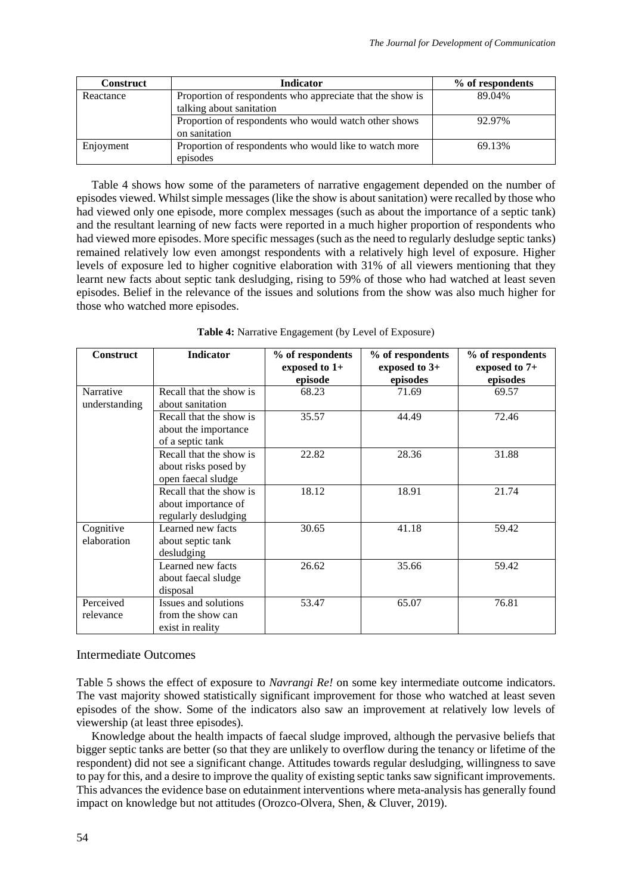| Construct | Indicator | % of respondents |
| --- | --- | --- |
| Reactance | Proportion of respondents who appreciate that the show is talking about sanitation | 89.04% |
| | Proportion of respondents who would watch other shows on sanitation | 92.97% |
| Enjoyment | Proportion of respondents who would like to watch more episodes | 69.13% |

Table 4 shows how some of the parameters of narrative engagement depended on the number of episodes viewed. Whilst simple messages (like the show is about sanitation) were recalled by those who had viewed only one episode, more complex messages (such as about the importance of a septic tank) and the resultant learning of new facts were reported in a much higher proportion of respondents who had viewed more episodes. More specific messages (such as the need to regularly desludge septic tanks) remained relatively low even amongst respondents with a relatively high level of exposure. Higher levels of exposure led to higher cognitive elaboration with 31% of all viewers mentioning that they learnt new facts about septic tank desludging, rising to 59% of those who had watched at least seven episodes. Belief in the relevance of the issues and solutions from the show was also much higher for those who watched more episodes.

**Table 4:** Narrative Engagement (by Level of Exposure)

| Construct | Indicator | % of respondents exposed to 1+ episode | % of respondents exposed to 3+ episodes | % of respondents exposed to 7+ episodes |
| --- | --- | --- | --- | --- |
| Narrative understanding | Recall that the show is about sanitation | 68.23 | 71.69 | 69.57 |
| | Recall that the show is about the importance of a septic tank | 35.57 | 44.49 | 72.46 |
| | Recall that the show is about risks posed by open faecal sludge | 22.82 | 28.36 | 31.88 |
| | Recall that the show is about importance of regularly desludging | 18.12 | 18.91 | 21.74 |
| Cognitive elaboration | Learned new facts about septic tank desludging | 30.65 | 41.18 | 59.42 |
| | Learned new facts about faecal sludge disposal | 26.62 | 35.66 | 59.42 |
| Perceived relevance | Issues and solutions from the show can exist in reality | 53.47 | 65.07 | 76.81 |

## Intermediate Outcomes

Table 5 shows the effect of exposure to *Navrangi Re!* on some key intermediate outcome indicators. The vast majority showed statistically significant improvement for those who watched at least seven episodes of the show. Some of the indicators also saw an improvement at relatively low levels of viewership (at least three episodes).

Knowledge about the health impacts of faecal sludge improved, although the pervasive beliefs that bigger septic tanks are better (so that they are unlikely to overflow during the tenancy or lifetime of the respondent) did not see a significant change. Attitudes towards regular desludging, willingness to save to pay for this, and a desire to improve the quality of existing septic tanks saw significant improvements. This advances the evidence base on edutainment interventions where meta-analysis has generally found impact on knowledge but not attitudes (Orozco-Olvera, Shen, & Cluver, 2019).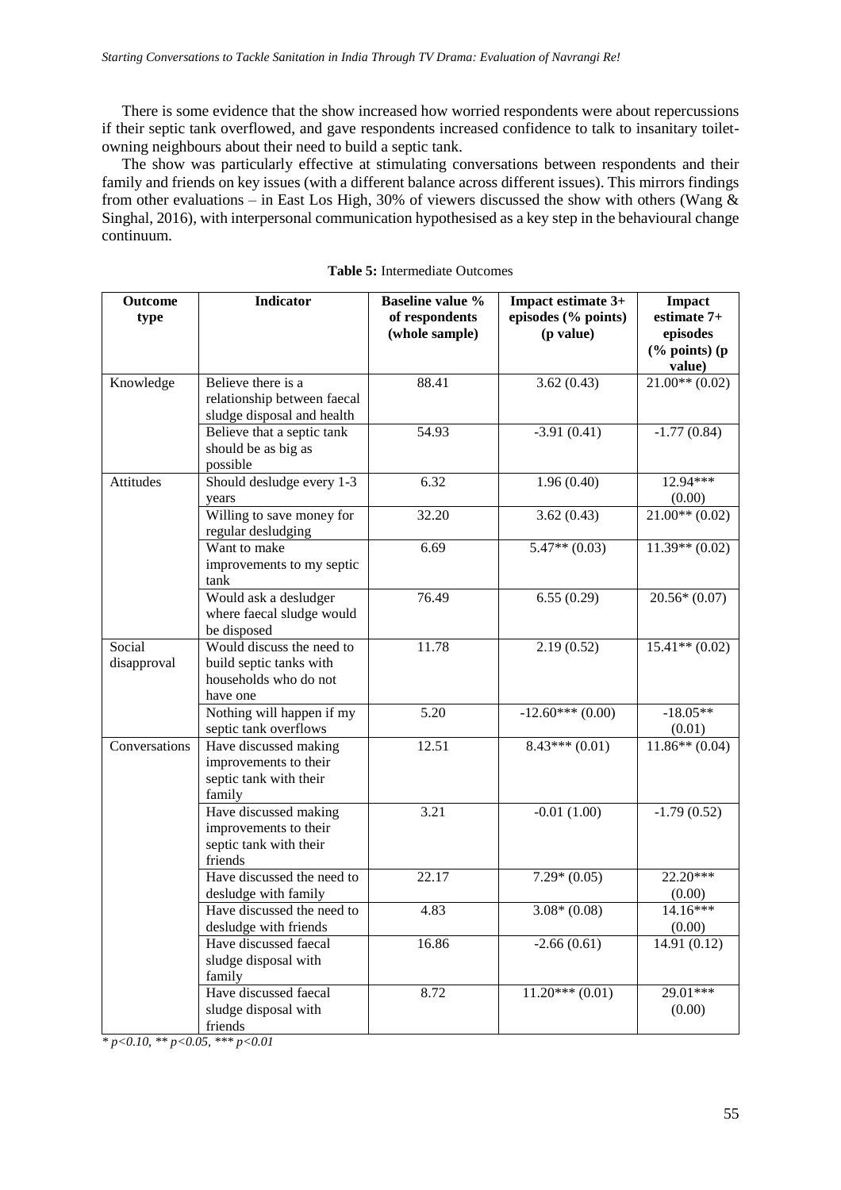There is some evidence that the show increased how worried respondents were about repercussions if their septic tank overflowed, and gave respondents increased confidence to talk to insanitary toilet-owning neighbours about their need to build a septic tank.

The show was particularly effective at stimulating conversations between respondents and their family and friends on key issues (with a different balance across different issues). This mirrors findings from other evaluations – in East Los High, 30% of viewers discussed the show with others (Wang & Singhal, 2016), with interpersonal communication hypothesised as a key step in the behavioural change continuum.

**Table 5:** Intermediate Outcomes

| Outcome type | Indicator | Baseline value % of respondents (whole sample) | Impact estimate 3+ episodes (% points) (p value) | Impact estimate 7+ episodes (% points) (p value) |
|---|---|---|---|---|
| Knowledge | Believe there is a relationship between faecal sludge disposal and health | 88.41 | 3.62 (0.43) | 21.00** (0.02) |
| | Believe that a septic tank should be as big as possible | 54.93 | -3.91 (0.41) | -1.77 (0.84) |
| Attitudes | Should desludge every 1-3 years | 6.32 | 1.96 (0.40) | 12.94*** (0.00) |
| | Willing to save money for regular desludging | 32.20 | 3.62 (0.43) | 21.00** (0.02) |
| | Want to make improvements to my septic tank | 6.69 | 5.47** (0.03) | 11.39** (0.02) |
| | Would ask a desludger where faecal sludge would be disposed | 76.49 | 6.55 (0.29) | 20.56* (0.07) |
| Social disapproval | Would discuss the need to build septic tanks with households who do not have one | 11.78 | 2.19 (0.52) | 15.41** (0.02) |
| | Nothing will happen if my septic tank overflows | 5.20 | -12.60*** (0.00) | -18.05** (0.01) |
| Conversations | Have discussed making improvements to their septic tank with their family | 12.51 | 8.43*** (0.01) | 11.86** (0.04) |
| | Have discussed making improvements to their septic tank with their friends | 3.21 | -0.01 (1.00) | -1.79 (0.52) |
| | Have discussed the need to desludge with family | 22.17 | 7.29* (0.05) | 22.20*** (0.00) |
| | Have discussed the need to desludge with friends | 4.83 | 3.08* (0.08) | 14.16*** (0.00) |
| | Have discussed faecal sludge disposal with family | 16.86 | -2.66 (0.61) | 14.91 (0.12) |
| | Have discussed faecal sludge disposal with friends | 8.72 | 11.20*** (0.01) | 29.01*** (0.00) |

*\* p<0.10, \*\* p<0.05, \*\*\* p<0.01*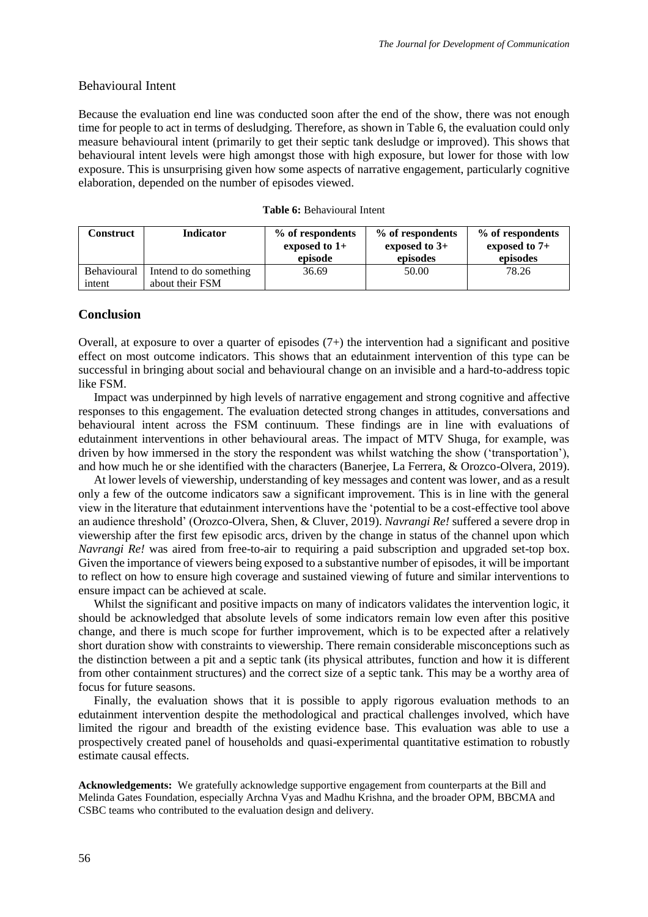### Behavioural Intent

Because the evaluation end line was conducted soon after the end of the show, there was not enough time for people to act in terms of desludging. Therefore, as shown in Table 6, the evaluation could only measure behavioural intent (primarily to get their septic tank desludge or improved). This shows that behavioural intent levels were high amongst those with high exposure, but lower for those with low exposure. This is unsurprising given how some aspects of narrative engagement, particularly cognitive elaboration, depended on the number of episodes viewed.

**Table 6:** Behavioural Intent

| Construct | Indicator | % of respondents exposed to 1+ episode | % of respondents exposed to 3+ episodes | % of respondents exposed to 7+ episodes |
|---|---|---|---|---|
| Behavioural intent | Intend to do something about their FSM | 36.69 | 50.00 | 78.26 |

## Conclusion

Overall, at exposure to over a quarter of episodes (7+) the intervention had a significant and positive effect on most outcome indicators. This shows that an edutainment intervention of this type can be successful in bringing about social and behavioural change on an invisible and a hard-to-address topic like FSM.

Impact was underpinned by high levels of narrative engagement and strong cognitive and affective responses to this engagement. The evaluation detected strong changes in attitudes, conversations and behavioural intent across the FSM continuum. These findings are in line with evaluations of edutainment interventions in other behavioural areas. The impact of MTV Shuga, for example, was driven by how immersed in the story the respondent was whilst watching the show ('transportation'), and how much he or she identified with the characters (Banerjee, La Ferrera, & Orozco-Olvera, 2019).

At lower levels of viewership, understanding of key messages and content was lower, and as a result only a few of the outcome indicators saw a significant improvement. This is in line with the general view in the literature that edutainment interventions have the 'potential to be a cost-effective tool above an audience threshold' (Orozco-Olvera, Shen, & Cluver, 2019). *Navrangi Re!* suffered a severe drop in viewership after the first few episodic arcs, driven by the change in status of the channel upon which *Navrangi Re!* was aired from free-to-air to requiring a paid subscription and upgraded set-top box. Given the importance of viewers being exposed to a substantive number of episodes, it will be important to reflect on how to ensure high coverage and sustained viewing of future and similar interventions to ensure impact can be achieved at scale.

Whilst the significant and positive impacts on many of indicators validates the intervention logic, it should be acknowledged that absolute levels of some indicators remain low even after this positive change, and there is much scope for further improvement, which is to be expected after a relatively short duration show with constraints to viewership. There remain considerable misconceptions such as the distinction between a pit and a septic tank (its physical attributes, function and how it is different from other containment structures) and the correct size of a septic tank. This may be a worthy area of focus for future seasons.

Finally, the evaluation shows that it is possible to apply rigorous evaluation methods to an edutainment intervention despite the methodological and practical challenges involved, which have limited the rigour and breadth of the existing evidence base. This evaluation was able to use a prospectively created panel of households and quasi-experimental quantitative estimation to robustly estimate causal effects.

**Acknowledgements:** We gratefully acknowledge supportive engagement from counterparts at the Bill and Melinda Gates Foundation, especially Archna Vyas and Madhu Krishna, and the broader OPM, BBCMA and CSBC teams who contributed to the evaluation design and delivery.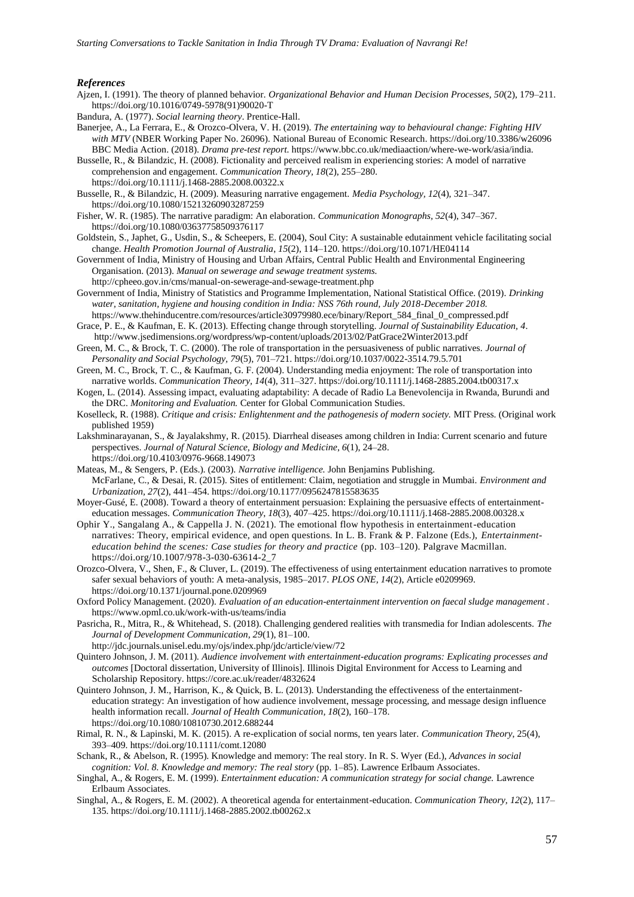### *References*

Ajzen, I. (1991). The theory of planned behavior. *Organizational Behavior and Human Decision Processes, 50*(2), 179–211. https://doi.org/10.1016/0749-5978(91)90020-T

Bandura, A. (1977). *Social learning theory*. Prentice-Hall.

Banerjee, A., La Ferrara, E., & Orozco-Olvera, V. H. (2019). *The entertaining way to behavioural change: Fighting HIV with MTV* (NBER Working Paper No. 26096). National Bureau of Economic Research. https://doi.org/10.3386/w26096

BBC Media Action. (2018). *Drama pre-test report.* https://www.bbc.co.uk/mediaaction/where-we-work/asia/india.

Busselle, R., & Bilandzic, H. (2008). Fictionality and perceived realism in experiencing stories: A model of narrative comprehension and engagement. *Communication Theory, 18*(2), 255–280. https://doi.org/10.1111/j.1468-2885.2008.00322.x

Busselle, R., & Bilandzic, H. (2009). Measuring narrative engagement. *Media Psychology, 12*(4), 321–347. https://doi.org/10.1080/15213260903287259

Fisher, W. R. (1985). The narrative paradigm: An elaboration. *Communication Monographs, 52*(4), 347–367. https://doi.org/10.1080/03637758509376117

Goldstein, S., Japhet, G., Usdin, S., & Scheepers, E. (2004), Soul City: A sustainable edutainment vehicle facilitating social change. *Health Promotion Journal of Australia, 15*(2), 114–120. https://doi.org/10.1071/HE04114

Government of India, Ministry of Housing and Urban Affairs, Central Public Health and Environmental Engineering Organisation. (2013). *Manual on sewerage and sewage treatment systems.* http://cpheeo.gov.in/cms/manual-on-sewerage-and-sewage-treatment.php

Government of India, Ministry of Statistics and Programme Implementation, National Statistical Office. (2019). *Drinking water, sanitation, hygiene and housing condition in India: NSS 76th round, July 2018-December 2018.* https://www.thehinducentre.com/resources/article30979980.ece/binary/Report_584_final_0_compressed.pdf

Grace, P. E., & Kaufman, E. K. (2013). Effecting change through storytelling. *Journal of Sustainability Education, 4*. http://www.jsedimensions.org/wordpress/wp-content/uploads/2013/02/PatGrace2Winter2013.pdf

Green, M. C., & Brock, T. C. (2000). The role of transportation in the persuasiveness of public narratives. *Journal of Personality and Social Psychology, 79*(5), 701–721. https://doi.org/10.1037/0022-3514.79.5.701

Green, M. C., Brock, T. C., & Kaufman, G. F. (2004). Understanding media enjoyment: The role of transportation into narrative worlds. *Communication Theory, 14*(4), 311–327. https://doi.org/10.1111/j.1468-2885.2004.tb00317.x

Kogen, L. (2014). Assessing impact, evaluating adaptability: A decade of Radio La Benevolencija in Rwanda, Burundi and the DRC. *Monitoring and Evaluation.* Center for Global Communication Studies.

Koselleck, R. (1988). *Critique and crisis: Enlightenment and the pathogenesis of modern society.* MIT Press. (Original work published 1959)

Lakshminarayanan, S., & Jayalakshmy, R. (2015). Diarrheal diseases among children in India: Current scenario and future perspectives. *Journal of Natural Science, Biology and Medicine, 6*(1), 24–28. https://doi.org/10.4103/0976-9668.149073

Mateas, M., & Sengers, P. (Eds.). (2003). *Narrative intelligence.* John Benjamins Publishing.

McFarlane, C., & Desai, R. (2015). Sites of entitlement: Claim, negotiation and struggle in Mumbai. *Environment and Urbanization, 27*(2), 441–454. https://doi.org/10.1177/0956247815583635

Moyer-Gusé, E. (2008). Toward a theory of entertainment persuasion: Explaining the persuasive effects of entertainment-education messages. *Communication Theory, 18*(3), 407–425. https://doi.org/10.1111/j.1468-2885.2008.00328.x

Ophir Y., Sangalang A., & Cappella J. N. (2021). The emotional flow hypothesis in entertainment-education narratives: Theory, empirical evidence, and open questions. In L. B. Frank & P. Falzone (Eds.), *Entertainment-education behind the scenes: Case studies for theory and practice* (pp. 103–120). Palgrave Macmillan. https://doi.org/10.1007/978-3-030-63614-2_7

Orozco-Olvera, V., Shen, F., & Cluver, L. (2019). The effectiveness of using entertainment education narratives to promote safer sexual behaviors of youth: A meta-analysis, 1985–2017. *PLOS ONE, 14*(2), Article e0209969. https://doi.org/10.1371/journal.pone.0209969

Oxford Policy Management. (2020). *Evaluation of an education-entertainment intervention on faecal sludge management* . https://www.opml.co.uk/work-with-us/teams/india

Pasricha, R., Mitra, R., & Whitehead, S. (2018). Challenging gendered realities with transmedia for Indian adolescents. *The Journal of Development Communication, 29*(1), 81–100. http://jdc.journals.unisel.edu.my/ojs/index.php/jdc/article/view/72

Quintero Johnson, J. M. (2011). *Audience involvement with entertainment-education programs: Explicating processes and outcomes* [Doctoral dissertation, University of Illinois]. Illinois Digital Environment for Access to Learning and Scholarship Repository. https://core.ac.uk/reader/4832624

Quintero Johnson, J. M., Harrison, K., & Quick, B. L. (2013). Understanding the effectiveness of the entertainment-education strategy: An investigation of how audience involvement, message processing, and message design influence health information recall. *Journal of Health Communication, 18*(2), 160–178. https://doi.org/10.1080/10810730.2012.688244

Rimal, R. N., & Lapinski, M. K. (2015). A re-explication of social norms, ten years later. *Communication Theory*, 25(4), 393–409. https://doi.org/10.1111/comt.12080

Schank, R., & Abelson, R. (1995). Knowledge and memory: The real story. In R. S. Wyer (Ed.), *Advances in social cognition: Vol. 8. Knowledge and memory: The real story* (pp. 1–85). Lawrence Erlbaum Associates.

Singhal, A., & Rogers, E. M. (1999). *Entertainment education: A communication strategy for social change.* Lawrence Erlbaum Associates.

Singhal, A., & Rogers, E. M. (2002). A theoretical agenda for entertainment-education. *Communication Theory, 12*(2), 117–135. https://doi.org/10.1111/j.1468-2885.2002.tb00262.x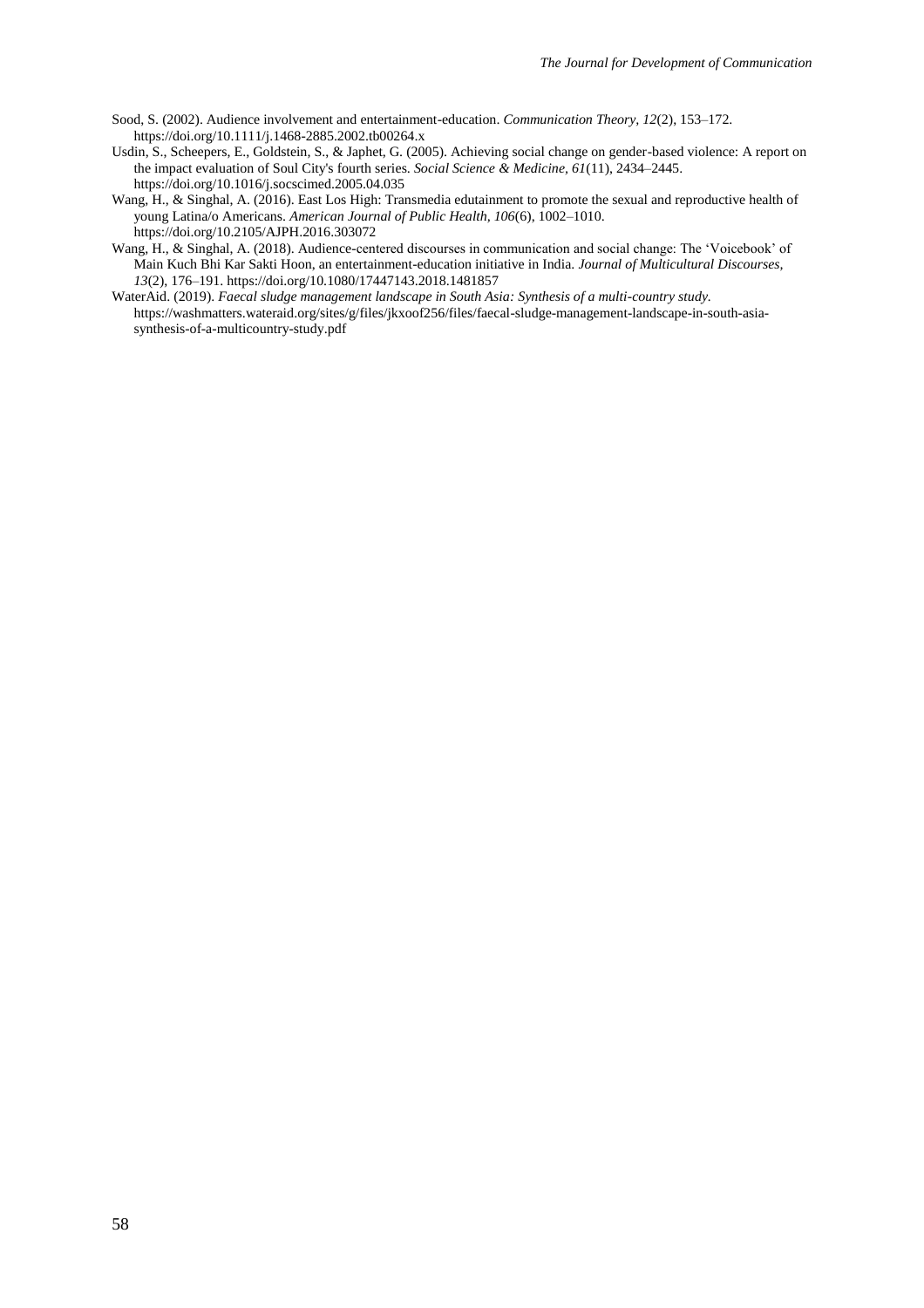Sood, S. (2002). Audience involvement and entertainment-education. *Communication Theory, 12*(2), 153–172. https://doi.org/10.1111/j.1468-2885.2002.tb00264.x

Usdin, S., Scheepers, E., Goldstein, S., & Japhet, G. (2005). Achieving social change on gender-based violence: A report on the impact evaluation of Soul City's fourth series. *Social Science & Medicine, 61*(11), 2434–2445. https://doi.org/10.1016/j.socscimed.2005.04.035

Wang, H., & Singhal, A. (2016). East Los High: Transmedia edutainment to promote the sexual and reproductive health of young Latina/o Americans. *American Journal of Public Health, 106*(6), 1002–1010. https://doi.org/10.2105/AJPH.2016.303072

Wang, H., & Singhal, A. (2018). Audience-centered discourses in communication and social change: The 'Voicebook' of Main Kuch Bhi Kar Sakti Hoon, an entertainment-education initiative in India. *Journal of Multicultural Discourses, 13*(2), 176–191. https://doi.org/10.1080/17447143.2018.1481857

WaterAid. (2019). *Faecal sludge management landscape in South Asia: Synthesis of a multi-country study.* https://washmatters.wateraid.org/sites/g/files/jkxoof256/files/faecal-sludge-management-landscape-in-south-asia-synthesis-of-a-multicountry-study.pdf